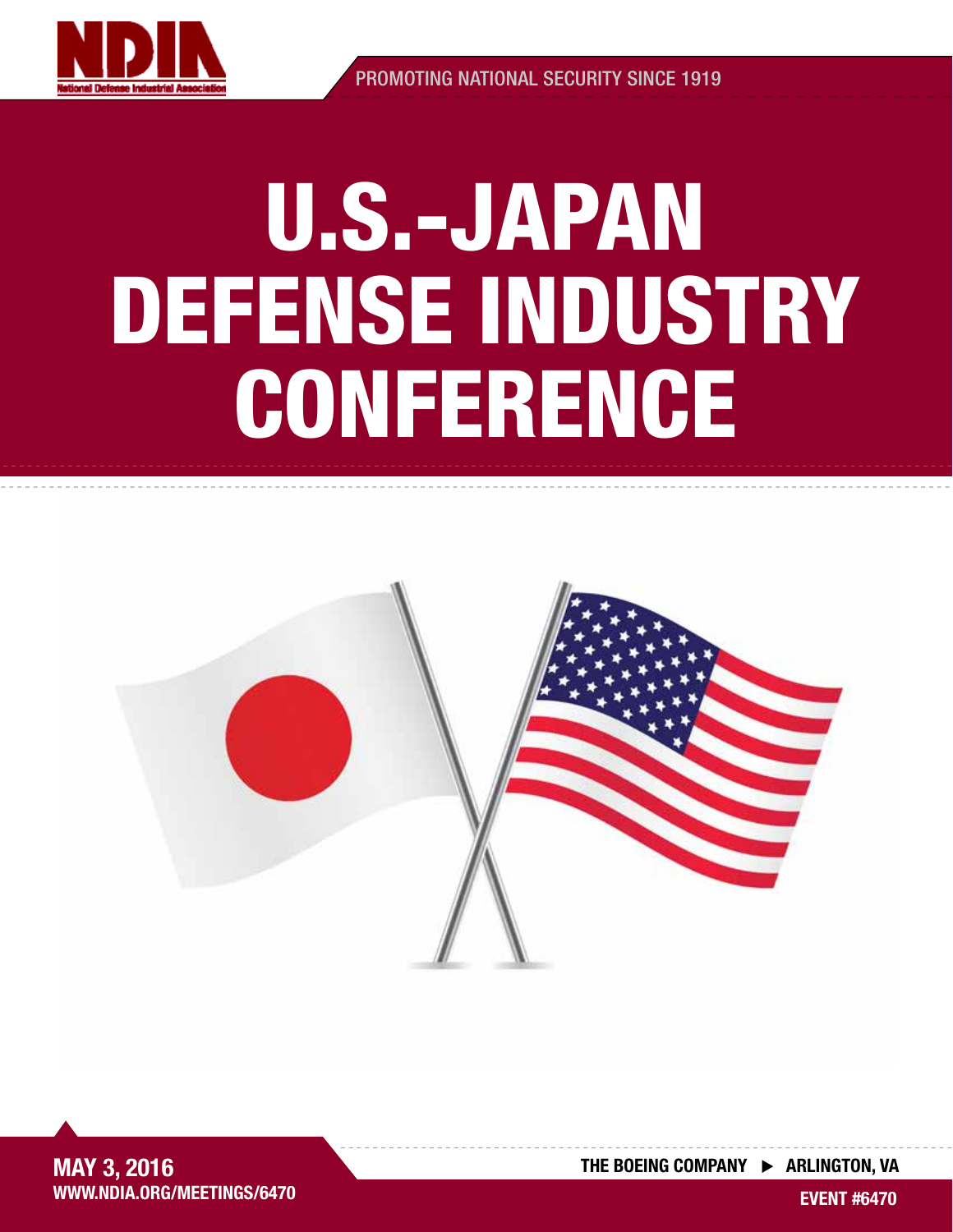NDIA

National Defense Industrial Association

PROMOTING NATIONAL SECURITY SINCE 1919

# U.S.-JAPAN DEFENSE INDUSTRY CONFERENCE

**MAY 3, 2016**

**WWW.NDIA.ORG/MEETINGS/6470**

**THE BOEING COMPANY ▶ ARLINGTON, VA**

**EVENT #6470**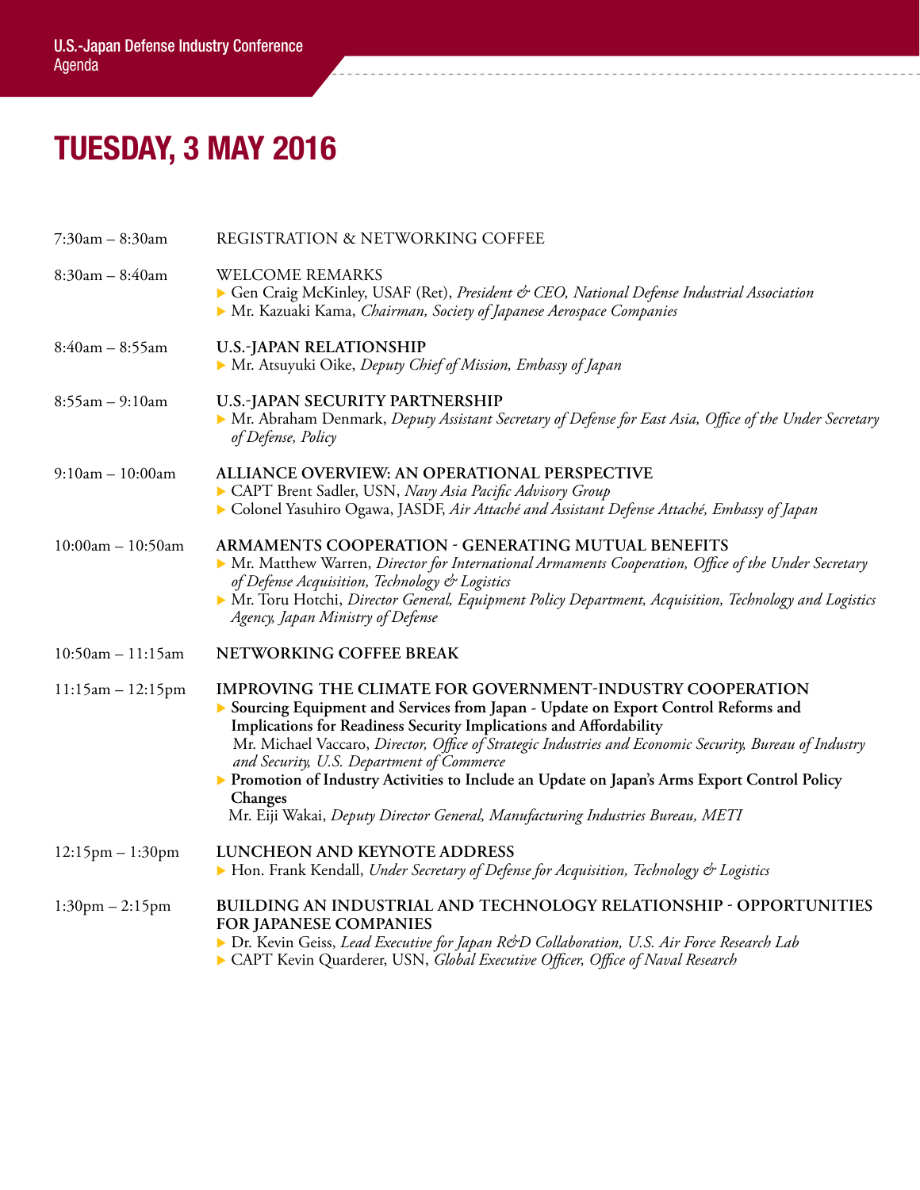# TUESDAY, 3 MAY 2016

7:30am – 8:30am REGISTRATION & NETWORKING COFFEE

8:30am – 8:40am WELCOME REMARKS

- Gen Craig McKinley, USAF (Ret), *President & CEO, National Defense Industrial Association*
- Mr. Kazuaki Kama, *Chairman, Society of Japanese Aerospace Companies*

8:40am – 8:55am **U.S.-JAPAN RELATIONSHIP**

- Mr. Atsuyuki Oike, *Deputy Chief of Mission, Embassy of Japan*

8:55am – 9:10am **U.S.-JAPAN SECURITY PARTNERSHIP**

- Mr. Abraham Denmark, *Deputy Assistant Secretary of Defense for East Asia, Office of the Under Secretary of Defense, Policy*

9:10am – 10:00am **ALLIANCE OVERVIEW: AN OPERATIONAL PERSPECTIVE**

- CAPT Brent Sadler, USN, *Navy Asia Pacific Advisory Group*
- Colonel Yasuhiro Ogawa, JASDF, *Air Attaché and Assistant Defense Attaché, Embassy of Japan*

10:00am – 10:50am **ARMAMENTS COOPERATION - GENERATING MUTUAL BENEFITS**

- Mr. Matthew Warren, *Director for International Armaments Cooperation, Office of the Under Secretary of Defense Acquisition, Technology & Logistics*
- Mr. Toru Hotchi, *Director General, Equipment Policy Department, Acquisition, Technology and Logistics Agency, Japan Ministry of Defense*

10:50am – 11:15am **NETWORKING COFFEE BREAK**

11:15am – 12:15pm **IMPROVING THE CLIMATE FOR GOVERNMENT-INDUSTRY COOPERATION**

- **Sourcing Equipment and Services from Japan - Update on Export Control Reforms and Implications for Readiness Security Implications and Affordability**
  Mr. Michael Vaccaro, *Director, Office of Strategic Industries and Economic Security, Bureau of Industry and Security, U.S. Department of Commerce*
- **Promotion of Industry Activities to Include an Update on Japan's Arms Export Control Policy Changes**
  Mr. Eiji Wakai, *Deputy Director General, Manufacturing Industries Bureau, METI*

12:15pm – 1:30pm **LUNCHEON AND KEYNOTE ADDRESS**

- Hon. Frank Kendall, *Under Secretary of Defense for Acquisition, Technology & Logistics*

1:30pm – 2:15pm **BUILDING AN INDUSTRIAL AND TECHNOLOGY RELATIONSHIP - OPPORTUNITIES FOR JAPANESE COMPANIES**

- Dr. Kevin Geiss, *Lead Executive for Japan R&D Collaboration, U.S. Air Force Research Lab*
- CAPT Kevin Quarderer, USN, *Global Executive Officer, Office of Naval Research*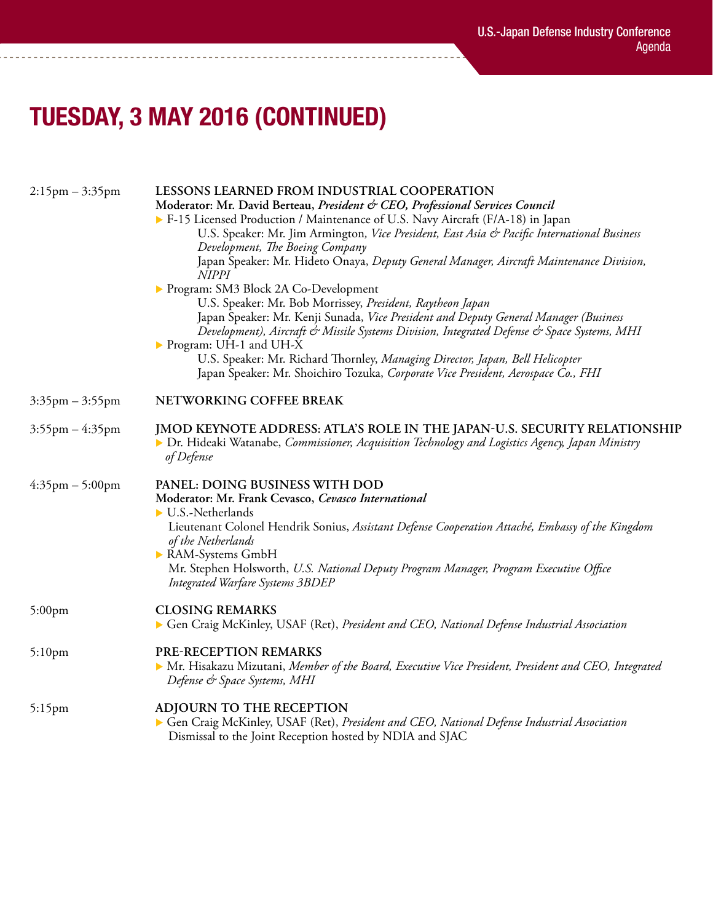# TUESDAY, 3 MAY 2016 (CONTINUED)

**2:15pm – 3:35pm**

**LESSONS LEARNED FROM INDUSTRIAL COOPERATION**
**Moderator: Mr. David Berteau, *President & CEO, Professional Services Council***

- F-15 Licensed Production / Maintenance of U.S. Navy Aircraft (F/A-18) in Japan
  - U.S. Speaker: Mr. Jim Armington, *Vice President, East Asia & Pacific International Business Development, The Boeing Company*
  - Japan Speaker: Mr. Hideto Onaya, *Deputy General Manager, Aircraft Maintenance Division, NIPPI*
- Program: SM3 Block 2A Co-Development
  - U.S. Speaker: Mr. Bob Morrissey, *President, Raytheon Japan*
  - Japan Speaker: Mr. Kenji Sunada, *Vice President and Deputy General Manager (Business Development), Aircraft & Missile Systems Division, Integrated Defense & Space Systems, MHI*
- Program: UH-1 and UH-X
  - U.S. Speaker: Mr. Richard Thornley, *Managing Director, Japan, Bell Helicopter*
  - Japan Speaker: Mr. Shoichiro Tozuka, *Corporate Vice President, Aerospace Co., FHI*

**3:35pm – 3:55pm**

**NETWORKING COFFEE BREAK**

**3:55pm – 4:35pm**

**JMOD KEYNOTE ADDRESS: ATLA'S ROLE IN THE JAPAN-U.S. SECURITY RELATIONSHIP**

- Dr. Hideaki Watanabe, *Commissioner, Acquisition Technology and Logistics Agency, Japan Ministry of Defense*

**4:35pm – 5:00pm**

**PANEL: DOING BUSINESS WITH DOD**
**Moderator: Mr. Frank Cevasco, *Cevasco International***

- U.S.-Netherlands
  Lieutenant Colonel Hendrik Sonius, *Assistant Defense Cooperation Attaché, Embassy of the Kingdom of the Netherlands*
- RAM-Systems GmbH
  Mr. Stephen Holsworth, *U.S. National Deputy Program Manager, Program Executive Office Integrated Warfare Systems 3BDEP*

**5:00pm**

**CLOSING REMARKS**

- Gen Craig McKinley, USAF (Ret), *President and CEO, National Defense Industrial Association*

**5:10pm**

**PRE-RECEPTION REMARKS**

- Mr. Hisakazu Mizutani, *Member of the Board, Executive Vice President, President and CEO, Integrated Defense & Space Systems, MHI*

**5:15pm**

**ADJOURN TO THE RECEPTION**

- Gen Craig McKinley, USAF (Ret), *President and CEO, National Defense Industrial Association*
  Dismissal to the Joint Reception hosted by NDIA and SJAC